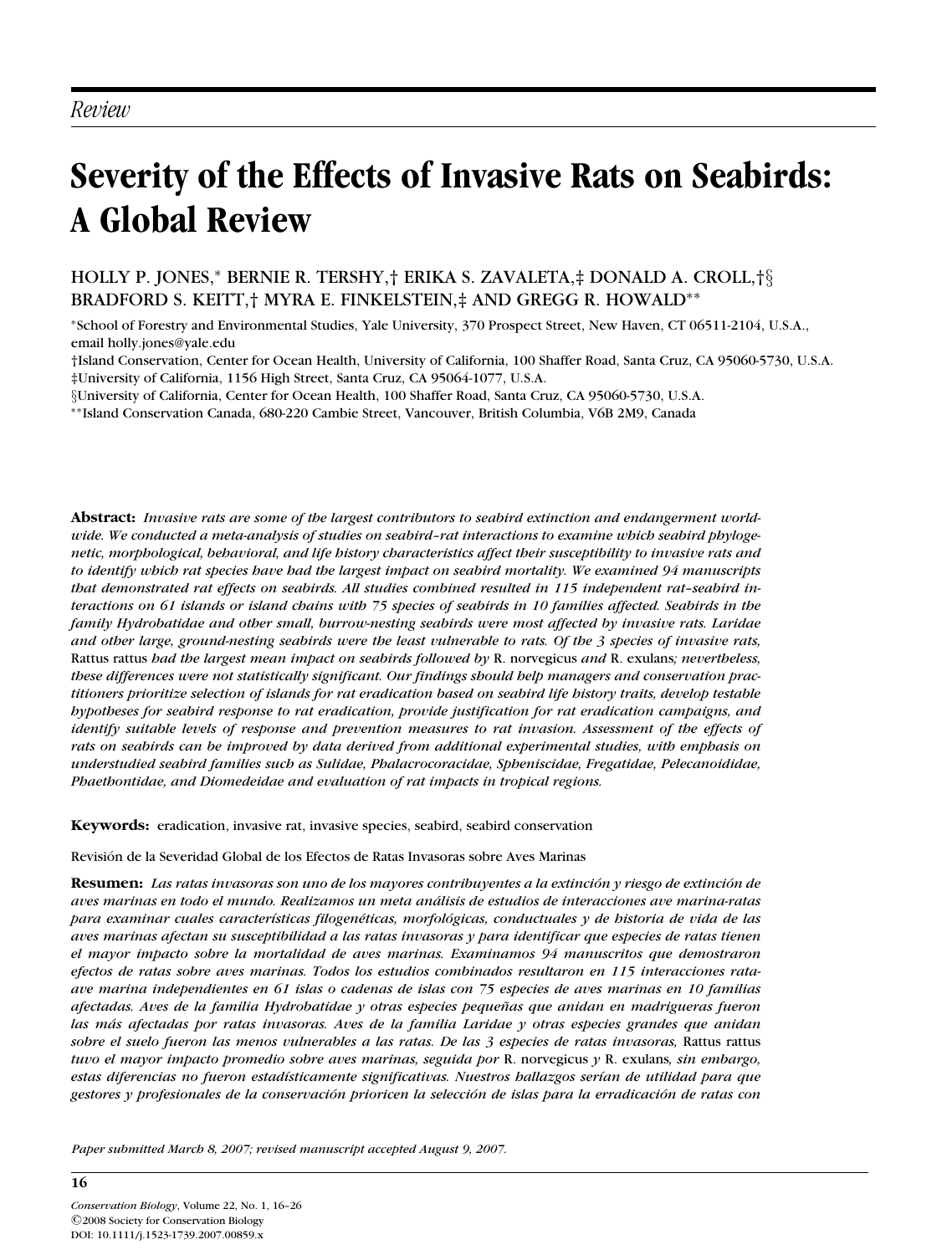*Review*

# Severity of the Effects of Invasive Rats on Seabirds: A Global Review

HOLLY P. JONES,* BERNIE R. TERSHY,† ERIKA S. ZAVALETA,‡ DONALD A. CROLL,†§ BRADFORD S. KEITT,† MYRA E. FINKELSTEIN,‡ AND GREGG R. HOWALD**

*School of Forestry and Environmental Studies, Yale University, 370 Prospect Street, New Haven, CT 06511-2104, U.S.A., email holly.jones@yale.edu

†Island Conservation, Center for Ocean Health, University of California, 100 Shaffer Road, Santa Cruz, CA 95060-5730, U.S.A.

‡University of California, 1156 High Street, Santa Cruz, CA 95064-1077, U.S.A.

§University of California, Center for Ocean Health, 100 Shaffer Road, Santa Cruz, CA 95060-5730, U.S.A.

**Island Conservation Canada, 680-220 Cambie Street, Vancouver, British Columbia, V6B 2M9, Canada

**Abstract:** *Invasive rats are some of the largest contributors to seabird extinction and endangerment worldwide. We conducted a meta-analysis of studies on seabird–rat interactions to examine which seabird phylogenetic, morphological, behavioral, and life history characteristics affect their susceptibility to invasive rats and to identify which rat species have had the largest impact on seabird mortality. We examined 94 manuscripts that demonstrated rat effects on seabirds. All studies combined resulted in 115 independent rat–seabird interactions on 61 islands or island chains with 75 species of seabirds in 10 families affected. Seabirds in the family Hydrobatidae and other small, burrow-nesting seabirds were most affected by invasive rats. Laridae and other large, ground-nesting seabirds were the least vulnerable to rats. Of the 3 species of invasive rats,* Rattus rattus *had the largest mean impact on seabirds followed by* R. norvegicus *and* R. exulans*; nevertheless, these differences were not statistically significant. Our findings should help managers and conservation practitioners prioritize selection of islands for rat eradication based on seabird life history traits, develop testable hypotheses for seabird response to rat eradication, provide justification for rat eradication campaigns, and identify suitable levels of response and prevention measures to rat invasion. Assessment of the effects of rats on seabirds can be improved by data derived from additional experimental studies, with emphasis on understudied seabird families such as Sulidae, Phalacrocoracidae, Spheniscidae, Fregatidae, Pelecanoididae, Phaethontidae, and Diomedeidae and evaluation of rat impacts in tropical regions.*

**Keywords:** eradication, invasive rat, invasive species, seabird, seabird conservation

Revisión de la Severidad Global de los Efectos de Ratas Invasoras sobre Aves Marinas

**Resumen:** *Las ratas invasoras son uno de los mayores contribuyentes a la extinción y riesgo de extinción de aves marinas en todo el mundo. Realizamos un meta análisis de estudios de interacciones ave marina-ratas para examinar cuales características filogenéticas, morfológicas, conductuales y de historia de vida de las aves marinas afectan su susceptibilidad a las ratas invasoras y para identificar que especies de ratas tienen el mayor impacto sobre la mortalidad de aves marinas. Examinamos 94 manuscritos que demostraron efectos de ratas sobre aves marinas. Todos los estudios combinados resultaron en 115 interacciones rata-ave marina independientes en 61 islas o cadenas de islas con 75 especies de aves marinas en 10 familias afectadas. Aves de la familia Hydrobatidae y otras especies pequeñas que anidan en madrigueras fueron las más afectadas por ratas invasoras. Aves de la familia Laridae y otras especies grandes que anidan sobre el suelo fueron las menos vulnerables a las ratas. De las 3 especies de ratas invasoras,* Rattus rattus *tuvo el mayor impacto promedio sobre aves marinas, seguida por* R. norvegicus *y* R. exulans*, sin embargo, estas diferencias no fueron estadísticamente significativas. Nuestros hallazgos serían de utilidad para que gestores y profesionales de la conservación prioricen la selección de islas para la erradicación de ratas con*

*Paper submitted March 8, 2007; revised manuscript accepted August 9, 2007.*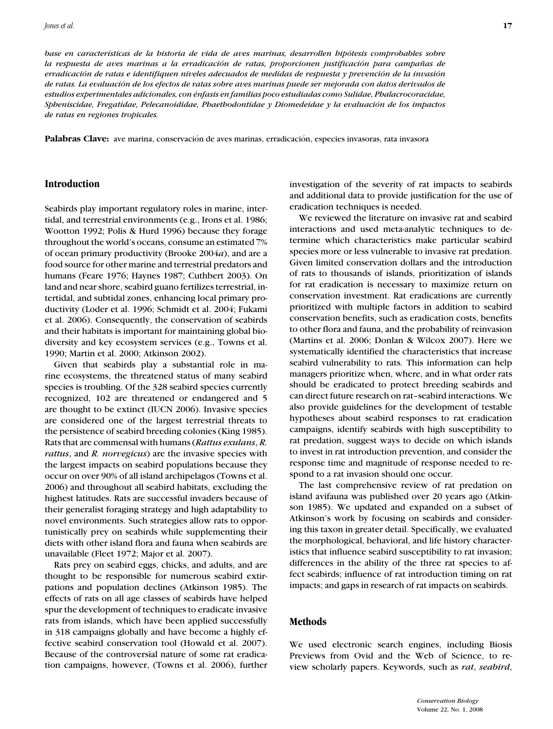*base en características de la historia de vida de aves marinas, desarrollen hipótesis comprobables sobre la respuesta de aves marinas a la erradicación de ratas, proporcionen justificación para campañas de erradicación de ratas e identifiquen niveles adecuados de medidas de respuesta y prevención de la invasión de ratas. La evaluación de los efectos de ratas sobre aves marinas puede ser mejorada con datos derivados de estudios experimentales adicionales, con énfasis en familias poco estudiadas como Sulidae, Phalacrocoracidae, Spheniscidae, Fregatidae, Pelecanoididae, Phaethodontidae y Diomedeidae y la evaluación de los impactos de ratas en regiones tropicales.*

**Palabras Clave:** ave marina, conservación de aves marinas, erradicación, especies invasoras, rata invasora

## Introduction

Seabirds play important regulatory roles in marine, intertidal, and terrestrial environments (e.g., Irons et al. 1986; Wootton 1992; Polis & Hurd 1996) because they forage throughout the world's oceans, consume an estimated 7% of ocean primary productivity (Brooke 2004*a*), and are a food source for other marine and terrestrial predators and humans (Feare 1976; Haynes 1987; Cuthbert 2003). On land and near shore, seabird guano fertilizes terrestrial, intertidal, and subtidal zones, enhancing local primary productivity (Loder et al. 1996; Schmidt et al. 2004; Fukami et al. 2006). Consequently, the conservation of seabirds and their habitats is important for maintaining global biodiversity and key ecosystem services (e.g., Towns et al. 1990; Martin et al. 2000; Atkinson 2002).

Given that seabirds play a substantial role in marine ecosystems, the threatened status of many seabird species is troubling. Of the 328 seabird species currently recognized, 102 are threatened or endangered and 5 are thought to be extinct (IUCN 2006). Invasive species are considered one of the largest terrestrial threats to the persistence of seabird breeding colonies (King 1985). Rats that are commensal with humans (*Rattus exulans*, *R. rattus*, and *R. norvegicus*) are the invasive species with the largest impacts on seabird populations because they occur on over 90% of all island archipelagos (Towns et al. 2006) and throughout all seabird habitats, excluding the highest latitudes. Rats are successful invaders because of their generalist foraging strategy and high adaptability to novel environments. Such strategies allow rats to opportunistically prey on seabirds while supplementing their diets with other island flora and fauna when seabirds are unavailable (Fleet 1972; Major et al. 2007).

Rats prey on seabird eggs, chicks, and adults, and are thought to be responsible for numerous seabird extirpations and population declines (Atkinson 1985). The effects of rats on all age classes of seabirds have helped spur the development of techniques to eradicate invasive rats from islands, which have been applied successfully in 318 campaigns globally and have become a highly effective seabird conservation tool (Howald et al. 2007). Because of the controversial nature of some rat eradication campaigns, however, (Towns et al. 2006), further investigation of the severity of rat impacts to seabirds and additional data to provide justification for the use of eradication techniques is needed.

We reviewed the literature on invasive rat and seabird interactions and used meta-analytic techniques to determine which characteristics make particular seabird species more or less vulnerable to invasive rat predation. Given limited conservation dollars and the introduction of rats to thousands of islands, prioritization of islands for rat eradication is necessary to maximize return on conservation investment. Rat eradications are currently prioritized with multiple factors in addition to seabird conservation benefits, such as eradication costs, benefits to other flora and fauna, and the probability of reinvasion (Martins et al. 2006; Donlan & Wilcox 2007). Here we systematically identified the characteristics that increase seabird vulnerability to rats. This information can help managers prioritize when, where, and in what order rats should be eradicated to protect breeding seabirds and can direct future research on rat–seabird interactions. We also provide guidelines for the development of testable hypotheses about seabird responses to rat eradication campaigns, identify seabirds with high susceptibility to rat predation, suggest ways to decide on which islands to invest in rat introduction prevention, and consider the response time and magnitude of response needed to respond to a rat invasion should one occur.

The last comprehensive review of rat predation on island avifauna was published over 20 years ago (Atkinson 1985). We updated and expanded on a subset of Atkinson's work by focusing on seabirds and considering this taxon in greater detail. Specifically, we evaluated the morphological, behavioral, and life history characteristics that influence seabird susceptibility to rat invasion; differences in the ability of the three rat species to affect seabirds; influence of rat introduction timing on rat impacts; and gaps in research of rat impacts on seabirds.

## Methods

We used electronic search engines, including Biosis Previews from Ovid and the Web of Science, to review scholarly papers. Keywords, such as *rat*, *seabird*,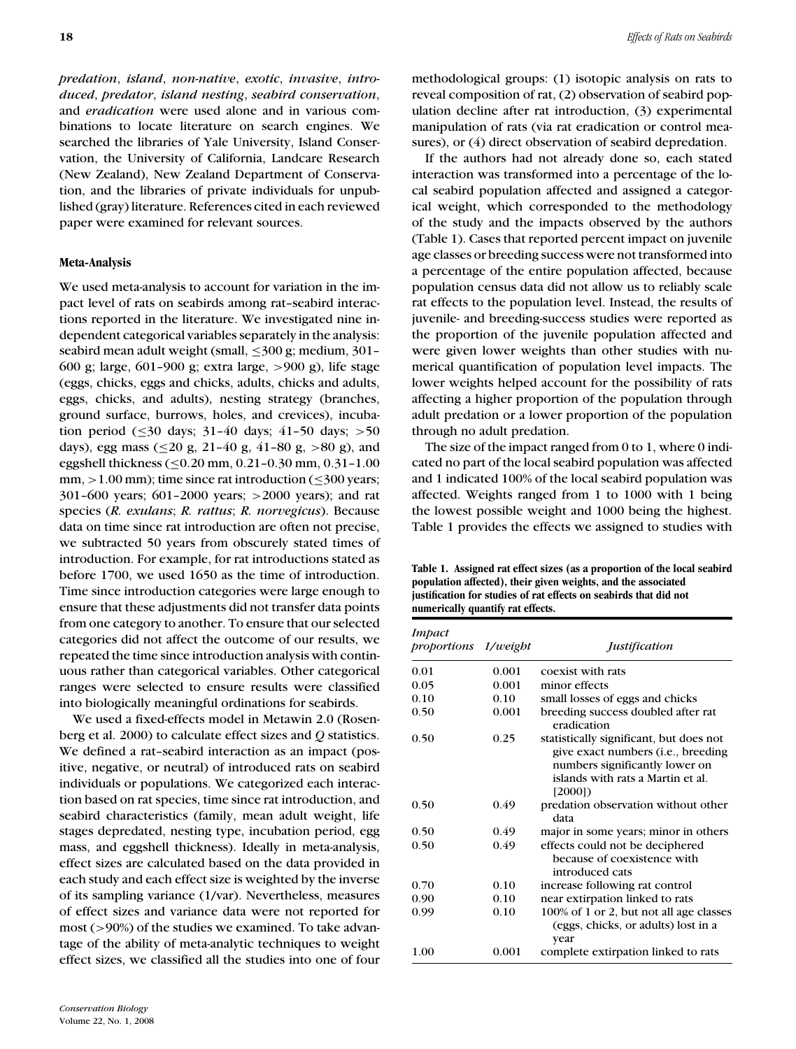*predation*, *island*, *non-native*, *exotic*, *invasive*, *introduced*, *predator*, *island nesting*, *seabird conservation*, and *eradication* were used alone and in various combinations to locate literature on search engines. We searched the libraries of Yale University, Island Conservation, the University of California, Landcare Research (New Zealand), New Zealand Department of Conservation, and the libraries of private individuals for unpublished (gray) literature. References cited in each reviewed paper were examined for relevant sources.

### Meta-Analysis

We used meta-analysis to account for variation in the impact level of rats on seabirds among rat–seabird interactions reported in the literature. We investigated nine independent categorical variables separately in the analysis: seabird mean adult weight (small, ≤300 g; medium, 301–600 g; large, 601–900 g; extra large, >900 g), life stage (eggs, chicks, eggs and chicks, adults, chicks and adults, eggs, chicks, and adults), nesting strategy (branches, ground surface, burrows, holes, and crevices), incubation period (≤30 days; 31–40 days; 41–50 days; >50 days), egg mass (≤20 g, 21–40 g, 41–80 g, >80 g), and eggshell thickness (≤0.20 mm, 0.21–0.30 mm, 0.31–1.00 mm, >1.00 mm); time since rat introduction (≤300 years; 301–600 years; 601–2000 years; >2000 years); and rat species (*R. exulans*; *R. rattus*; *R. norvegicus*). Because data on time since rat introduction are often not precise, we subtracted 50 years from obscurely stated times of introduction. For example, for rat introductions stated as before 1700, we used 1650 as the time of introduction. Time since introduction categories were large enough to ensure that these adjustments did not transfer data points from one category to another. To ensure that our selected categories did not affect the outcome of our results, we repeated the time since introduction analysis with continuous rather than categorical variables. Other categorical ranges were selected to ensure results were classified into biologically meaningful ordinations for seabirds.

We used a fixed-effects model in Metawin 2.0 (Rosenberg et al. 2000) to calculate effect sizes and $Q$ statistics. We defined a rat–seabird interaction as an impact (positive, negative, or neutral) of introduced rats on seabird individuals or populations. We categorized each interaction based on rat species, time since rat introduction, and seabird characteristics (family, mean adult weight, life stages depredated, nesting type, incubation period, egg mass, and eggshell thickness). Ideally in meta-analysis, effect sizes are calculated based on the data provided in each study and each effect size is weighted by the inverse of its sampling variance (1/var). Nevertheless, measures of effect sizes and variance data were not reported for most (>90%) of the studies we examined. To take advantage of the ability of meta-analytic techniques to weight effect sizes, we classified all the studies into one of four methodological groups: (1) isotopic analysis on rats to reveal composition of rat, (2) observation of seabird population decline after rat introduction, (3) experimental manipulation of rats (via rat eradication or control measures), or (4) direct observation of seabird depredation.

If the authors had not already done so, each stated interaction was transformed into a percentage of the local seabird population affected and assigned a categorical weight, which corresponded to the methodology of the study and the impacts observed by the authors (Table 1). Cases that reported percent impact on juvenile age classes or breeding success were not transformed into a percentage of the entire population affected, because population census data did not allow us to reliably scale rat effects to the population level. Instead, the results of juvenile- and breeding-success studies were reported as the proportion of the juvenile population affected and were given lower weights than other studies with numerical quantification of population level impacts. The lower weights helped account for the possibility of rats affecting a higher proportion of the population through adult predation or a lower proportion of the population through no adult predation.

The size of the impact ranged from 0 to 1, where 0 indicated no part of the local seabird population was affected and 1 indicated 100% of the local seabird population was affected. Weights ranged from 1 to 1000 with 1 being the lowest possible weight and 1000 being the highest. Table 1 provides the effects we assigned to studies with

**Table 1. Assigned rat effect sizes (as a proportion of the local seabird population affected), their given weights, and the associated justification for studies of rat effects on seabirds that did not numerically quantify rat effects.**

| *Impact proportions* | *1/weight* | *Justification* |
|---|---|---|
| 0.01 | 0.001 | coexist with rats |
| 0.05 | 0.001 | minor effects |
| 0.10 | 0.10 | small losses of eggs and chicks |
| 0.50 | 0.001 | breeding success doubled after rat eradication |
| 0.50 | 0.25 | statistically significant, but does not give exact numbers (i.e., breeding numbers significantly lower on islands with rats a Martin et al. [2000]) |
| 0.50 | 0.49 | predation observation without other data |
| 0.50 | 0.49 | major in some years; minor in others |
| 0.50 | 0.49 | effects could not be deciphered because of coexistence with introduced cats |
| 0.70 | 0.10 | increase following rat control |
| 0.90 | 0.10 | near extirpation linked to rats |
| 0.99 | 0.10 | 100% of 1 or 2, but not all age classes (eggs, chicks, or adults) lost in a year |
| 1.00 | 0.001 | complete extirpation linked to rats |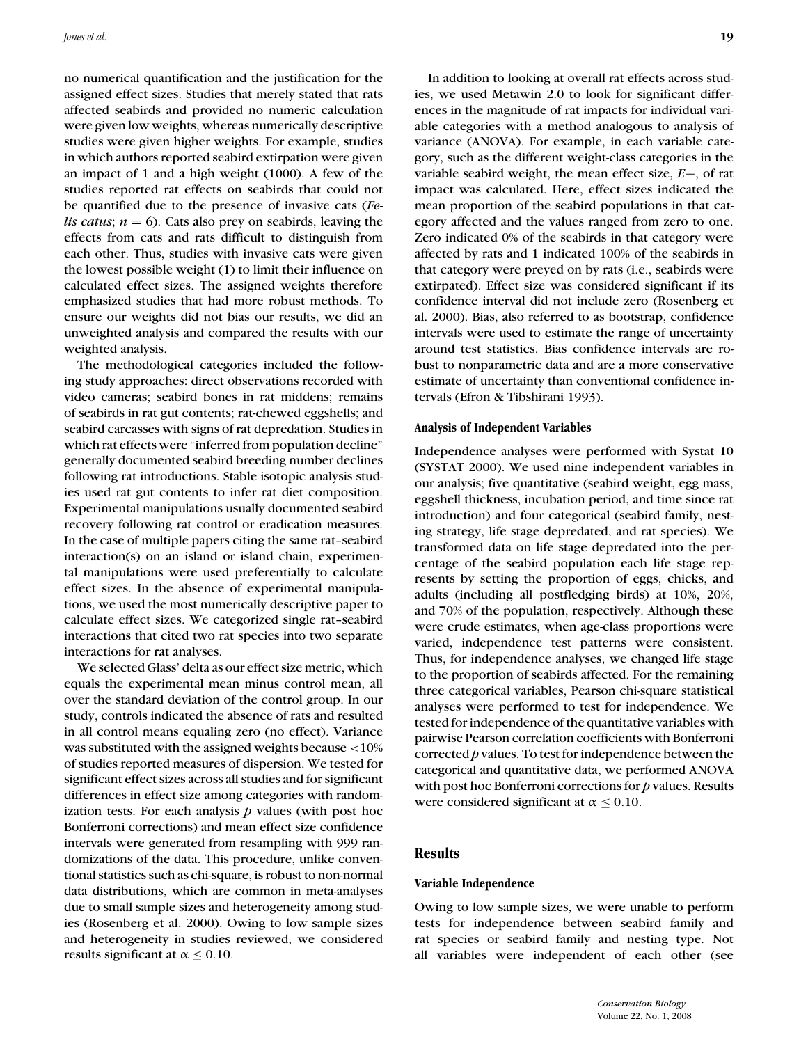no numerical quantification and the justification for the assigned effect sizes. Studies that merely stated that rats affected seabirds and provided no numeric calculation were given low weights, whereas numerically descriptive studies were given higher weights. For example, studies in which authors reported seabird extirpation were given an impact of 1 and a high weight (1000). A few of the studies reported rat effects on seabirds that could not be quantified due to the presence of invasive cats (*Felis catus*; $n = 6$). Cats also prey on seabirds, leaving the effects from cats and rats difficult to distinguish from each other. Thus, studies with invasive cats were given the lowest possible weight (1) to limit their influence on calculated effect sizes. The assigned weights therefore emphasized studies that had more robust methods. To ensure our weights did not bias our results, we did an unweighted analysis and compared the results with our weighted analysis.

The methodological categories included the following study approaches: direct observations recorded with video cameras; seabird bones in rat middens; remains of seabirds in rat gut contents; rat-chewed eggshells; and seabird carcasses with signs of rat depredation. Studies in which rat effects were "inferred from population decline" generally documented seabird breeding number declines following rat introductions. Stable isotopic analysis studies used rat gut contents to infer rat diet composition. Experimental manipulations usually documented seabird recovery following rat control or eradication measures. In the case of multiple papers citing the same rat–seabird interaction(s) on an island or island chain, experimental manipulations were used preferentially to calculate effect sizes. In the absence of experimental manipulations, we used the most numerically descriptive paper to calculate effect sizes. We categorized single rat–seabird interactions that cited two rat species into two separate interactions for rat analyses.

We selected Glass' delta as our effect size metric, which equals the experimental mean minus control mean, all over the standard deviation of the control group. In our study, controls indicated the absence of rats and resulted in all control means equaling zero (no effect). Variance was substituted with the assigned weights because <10% of studies reported measures of dispersion. We tested for significant effect sizes across all studies and for significant differences in effect size among categories with randomization tests. For each analysis $p$ values (with post hoc Bonferroni corrections) and mean effect size confidence intervals were generated from resampling with 999 randomizations of the data. This procedure, unlike conventional statistics such as chi-square, is robust to non-normal data distributions, which are common in meta-analyses due to small sample sizes and heterogeneity among studies (Rosenberg et al. 2000). Owing to low sample sizes and heterogeneity in studies reviewed, we considered results significant at $\alpha \leq 0.10$.

In addition to looking at overall rat effects across studies, we used Metawin 2.0 to look for significant differences in the magnitude of rat impacts for individual variable categories with a method analogous to analysis of variance (ANOVA). For example, in each variable category, such as the different weight-class categories in the variable seabird weight, the mean effect size, $E+$, of rat impact was calculated. Here, effect sizes indicated the mean proportion of the seabird populations in that category affected and the values ranged from zero to one. Zero indicated 0% of the seabirds in that category were affected by rats and 1 indicated 100% of the seabirds in that category were preyed on by rats (i.e., seabirds were extirpated). Effect size was considered significant if its confidence interval did not include zero (Rosenberg et al. 2000). Bias, also referred to as bootstrap, confidence intervals were used to estimate the range of uncertainty around test statistics. Bias confidence intervals are robust to nonparametric data and are a more conservative estimate of uncertainty than conventional confidence intervals (Efron & Tibshirani 1993).

### Analysis of Independent Variables

Independence analyses were performed with Systat 10 (SYSTAT 2000). We used nine independent variables in our analysis; five quantitative (seabird weight, egg mass, eggshell thickness, incubation period, and time since rat introduction) and four categorical (seabird family, nesting strategy, life stage depredated, and rat species). We transformed data on life stage depredated into the percentage of the seabird population each life stage represents by setting the proportion of eggs, chicks, and adults (including all postfledging birds) at 10%, 20%, and 70% of the population, respectively. Although these were crude estimates, when age-class proportions were varied, independence test patterns were consistent. Thus, for independence analyses, we changed life stage to the proportion of seabirds affected. For the remaining three categorical variables, Pearson chi-square statistical analyses were performed to test for independence. We tested for independence of the quantitative variables with pairwise Pearson correlation coefficients with Bonferroni corrected $p$ values. To test for independence between the categorical and quantitative data, we performed ANOVA with post hoc Bonferroni corrections for $p$ values. Results were considered significant at $\alpha \leq 0.10$.

## Results

### Variable Independence

Owing to low sample sizes, we were unable to perform tests for independence between seabird family and rat species or seabird family and nesting type. Not all variables were independent of each other (see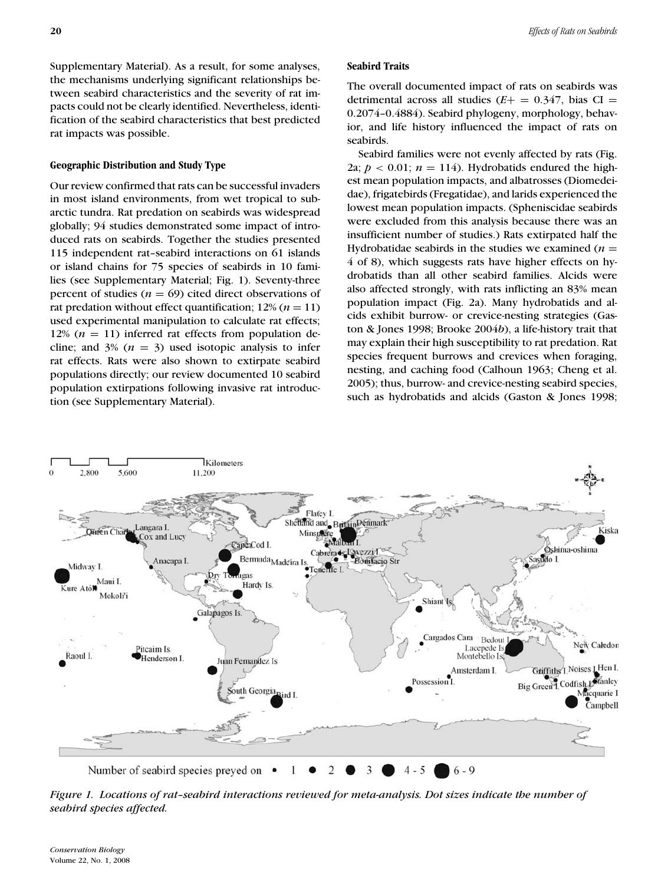Supplementary Material). As a result, for some analyses, the mechanisms underlying significant relationships between seabird characteristics and the severity of rat impacts could not be clearly identified. Nevertheless, identification of the seabird characteristics that best predicted rat impacts was possible.

### Geographic Distribution and Study Type

Our review confirmed that rats can be successful invaders in most island environments, from wet tropical to subarctic tundra. Rat predation on seabirds was widespread globally; 94 studies demonstrated some impact of introduced rats on seabirds. Together the studies presented 115 independent rat–seabird interactions on 61 islands or island chains for 75 species of seabirds in 10 families (see Supplementary Material; Fig. 1). Seventy-three percent of studies ($n = 69$) cited direct observations of rat predation without effect quantification; 12% ($n = 11$) used experimental manipulation to calculate rat effects; 12% ($n = 11$) inferred rat effects from population decline; and 3% ($n = 3$) used isotopic analysis to infer rat effects. Rats were also shown to extirpate seabird populations directly; our review documented 10 seabird population extirpations following invasive rat introduction (see Supplementary Material).

### Seabird Traits

The overall documented impact of rats on seabirds was detrimental across all studies ($E+ = 0.347$, bias CI = 0.2074–0.4884). Seabird phylogeny, morphology, behavior, and life history influenced the impact of rats on seabirds.

Seabird families were not evenly affected by rats (Fig. 2a; $p < 0.01$; $n = 114$). Hydrobatids endured the highest mean population impacts, and albatrosses (Diomedeidae), frigatebirds (Fregatidae), and larids experienced the lowest mean population impacts. (Spheniscidae seabirds were excluded from this analysis because there was an insufficient number of studies.) Rats extirpated half the Hydrobatidae seabirds in the studies we examined ($n = 4$ of 8), which suggests rats have higher effects on hydrobatids than all other seabird families. Alcids were also affected strongly, with rats inflicting an 83% mean population impact (Fig. 2a). Many hydrobatids and alcids exhibit burrow- or crevice-nesting strategies (Gaston & Jones 1998; Brooke 2004*b*), a life-history trait that may explain their high susceptibility to rat predation. Rat species frequent burrows and crevices when foraging, nesting, and caching food (Calhoun 1963; Cheng et al. 2005); thus, burrow- and crevice-nesting seabird species, such as hydrobatids and alcids (Gaston & Jones 1998;

*Figure 1. Locations of rat–seabird interactions reviewed for meta-analysis. Dot sizes indicate the number of seabird species affected.*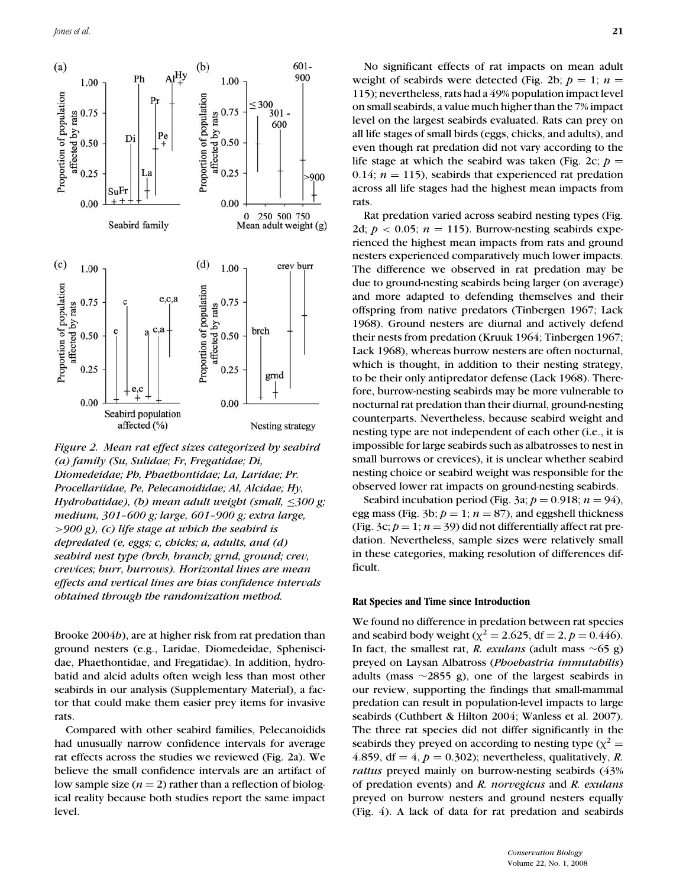Figure 2. Mean rat effect sizes categorized by seabird (a) family (Su, Sulidae; Fr, Fregatidae; Di, Diomedeidae; Ph, Phaethontidae; La, Laridae; Pr. Procellariidae, Pe, Pelecanoididae; Al, Alcidae; Hy, Hydrobatidae), (b) mean adult weight (small, ≤300 g; medium, 301–600 g; large, 601–900 g; extra large, >900 g), (c) life stage at which the seabird is depredated (e, eggs; c, chicks; a, adults, and (d) seabird nest type (brch, branch; grnd, ground; crev, crevices; burr, burrows). Horizontal lines are mean effects and vertical lines are bias confidence intervals obtained through the randomization method.

Brooke 2004*b*), are at higher risk from rat predation than ground nesters (e.g., Laridae, Diomedeidae, Spheniscidae, Phaethontidae, and Fregatidae). In addition, hydrobatid and alcid adults often weigh less than most other seabirds in our analysis (Supplementary Material), a factor that could make them easier prey items for invasive rats.

Compared with other seabird families, Pelecanoidids had unusually narrow confidence intervals for average rat effects across the studies we reviewed (Fig. 2a). We believe the small confidence intervals are an artifact of low sample size ($n = 2$) rather than a reflection of biological reality because both studies report the same impact level.

No significant effects of rat impacts on mean adult weight of seabirds were detected (Fig. 2b; $p = 1$; $n = 115$); nevertheless, rats had a 49% population impact level on small seabirds, a value much higher than the 7% impact level on the largest seabirds evaluated. Rats can prey on all life stages of small birds (eggs, chicks, and adults), and even though rat predation did not vary according to the life stage at which the seabird was taken (Fig. 2c; $p = 0.14$; $n = 115$), seabirds that experienced rat predation across all life stages had the highest mean impacts from rats.

Rat predation varied across seabird nesting types (Fig. 2d; $p < 0.05$; $n = 115$). Burrow-nesting seabirds experienced the highest mean impacts from rats and ground nesters experienced comparatively much lower impacts. The difference we observed in rat predation may be due to ground-nesting seabirds being larger (on average) and more adapted to defending themselves and their offspring from native predators (Tinbergen 1967; Lack 1968). Ground nesters are diurnal and actively defend their nests from predation (Kruuk 1964; Tinbergen 1967; Lack 1968), whereas burrow nesters are often nocturnal, which is thought, in addition to their nesting strategy, to be their only antipredator defense (Lack 1968). Therefore, burrow-nesting seabirds may be more vulnerable to nocturnal rat predation than their diurnal, ground-nesting counterparts. Nevertheless, because seabird weight and nesting type are not independent of each other (i.e., it is impossible for large seabirds such as albatrosses to nest in small burrows or crevices), it is unclear whether seabird nesting choice or seabird weight was responsible for the observed lower rat impacts on ground-nesting seabirds.

Seabird incubation period (Fig. 3a; $p = 0.918$; $n = 94$), egg mass (Fig. 3b; $p = 1$; $n = 87$), and eggshell thickness (Fig. 3c; $p = 1$; $n = 39$) did not differentially affect rat predation. Nevertheless, sample sizes were relatively small in these categories, making resolution of differences difficult.

### Rat Species and Time since Introduction

We found no difference in predation between rat species and seabird body weight ($\chi^2 = 2.625$, df $= 2$, $p = 0.446$). In fact, the smallest rat, *R. exulans* (adult mass ~65 g) preyed on Laysan Albatross (*Phoebastria immutabilis*) adults (mass ~2855 g), one of the largest seabirds in our review, supporting the findings that small-mammal predation can result in population-level impacts to large seabirds (Cuthbert & Hilton 2004; Wanless et al. 2007). The three rat species did not differ significantly in the seabirds they preyed on according to nesting type ($\chi^2 = 4.859$, df $= 4$, $p = 0.302$); nevertheless, qualitatively, *R. rattus* preyed mainly on burrow-nesting seabirds (43% of predation events) and *R. norvegicus* and *R. exulans* preyed on burrow nesters and ground nesters equally (Fig. 4). A lack of data for rat predation and seabirds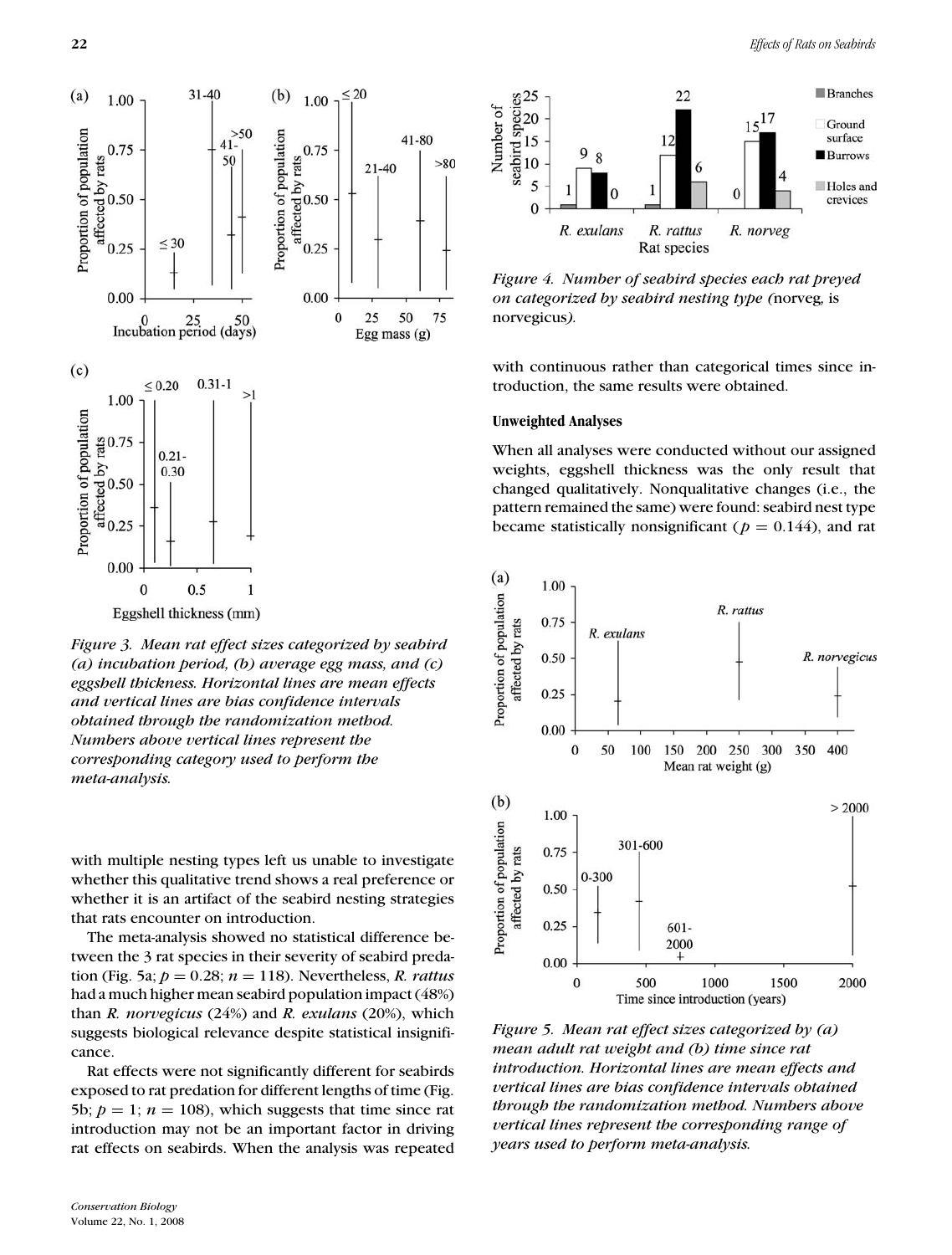Figure 3. Mean rat effect sizes categorized by seabird (a) incubation period, (b) average egg mass, and (c) eggshell thickness. Horizontal lines are mean effects and vertical lines are bias confidence intervals obtained through the randomization method. Numbers above vertical lines represent the corresponding category used to perform the meta-analysis.

with multiple nesting types left us unable to investigate whether this qualitative trend shows a real preference or whether it is an artifact of the seabird nesting strategies that rats encounter on introduction.

The meta-analysis showed no statistical difference between the 3 rat species in their severity of seabird predation (Fig. 5a; $p = 0.28$; $n = 118$). Nevertheless, *R. rattus* had a much higher mean seabird population impact (48%) than *R. norvegicus* (24%) and *R. exulans* (20%), which suggests biological relevance despite statistical insignificance.

Rat effects were not significantly different for seabirds exposed to rat predation for different lengths of time (Fig. 5b; $p = 1$; $n = 108$), which suggests that time since rat introduction may not be an important factor in driving rat effects on seabirds. When the analysis was repeated with continuous rather than categorical times since introduction, the same results were obtained.

Figure 4. Number of seabird species each rat preyed on categorized by seabird nesting type (norveg, is norvegicus).

### Unweighted Analyses

When all analyses were conducted without our assigned weights, eggshell thickness was the only result that changed qualitatively. Nonqualitative changes (i.e., the pattern remained the same) were found: seabird nest type became statistically nonsignificant ($p = 0.144$), and rat

Figure 5. Mean rat effect sizes categorized by (a) mean adult rat weight and (b) time since rat introduction. Horizontal lines are mean effects and vertical lines are bias confidence intervals obtained through the randomization method. Numbers above vertical lines represent the corresponding range of years used to perform meta-analysis.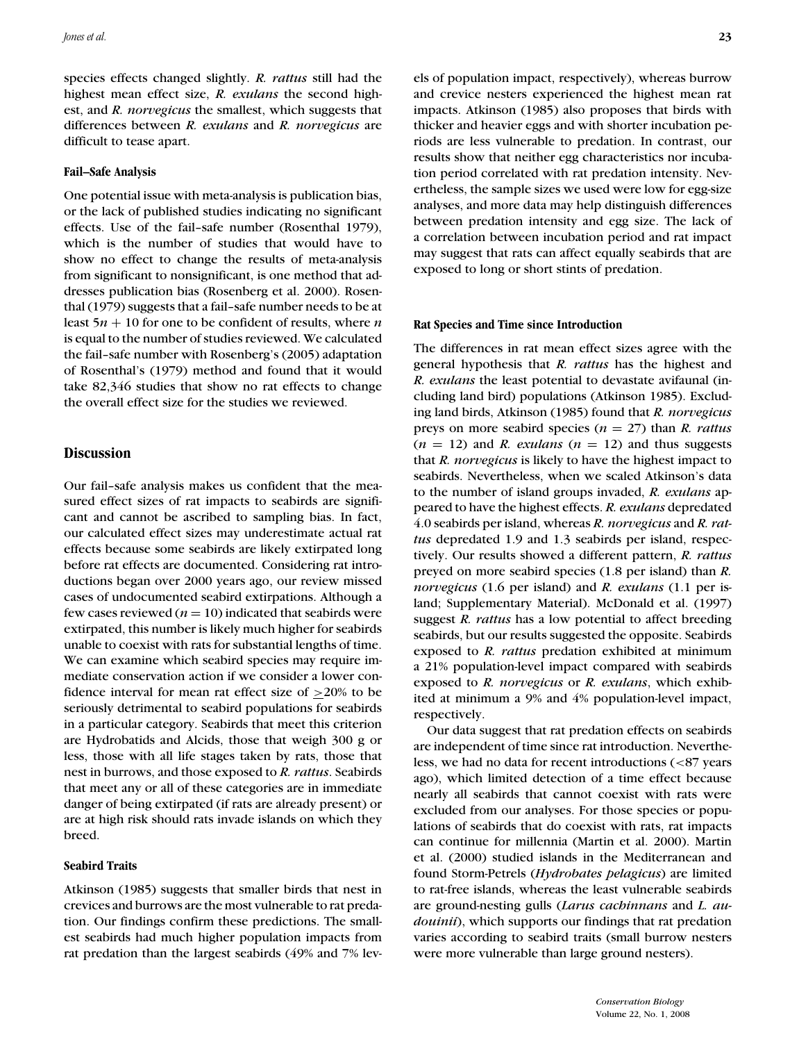species effects changed slightly. *R. rattus* still had the highest mean effect size, *R. exulans* the second highest, and *R. norvegicus* the smallest, which suggests that differences between *R. exulans* and *R. norvegicus* are difficult to tease apart.

### Fail–Safe Analysis

One potential issue with meta-analysis is publication bias, or the lack of published studies indicating no significant effects. Use of the fail–safe number (Rosenthal 1979), which is the number of studies that would have to show no effect to change the results of meta-analysis from significant to nonsignificant, is one method that addresses publication bias (Rosenberg et al. 2000). Rosenthal (1979) suggests that a fail–safe number needs to be at least $5n + 10$ for one to be confident of results, where $n$ is equal to the number of studies reviewed. We calculated the fail–safe number with Rosenberg's (2005) adaptation of Rosenthal's (1979) method and found that it would take 82,346 studies that show no rat effects to change the overall effect size for the studies we reviewed.

## Discussion

Our fail–safe analysis makes us confident that the measured effect sizes of rat impacts to seabirds are significant and cannot be ascribed to sampling bias. In fact, our calculated effect sizes may underestimate actual rat effects because some seabirds are likely extirpated long before rat effects are documented. Considering rat introductions began over 2000 years ago, our review missed cases of undocumented seabird extirpations. Although a few cases reviewed ($n = 10$) indicated that seabirds were extirpated, this number is likely much higher for seabirds unable to coexist with rats for substantial lengths of time. We can examine which seabird species may require immediate conservation action if we consider a lower confidence interval for mean rat effect size of $\geq$20% to be seriously detrimental to seabird populations for seabirds in a particular category. Seabirds that meet this criterion are Hydrobatids and Alcids, those that weigh 300 g or less, those with all life stages taken by rats, those that nest in burrows, and those exposed to *R. rattus*. Seabirds that meet any or all of these categories are in immediate danger of being extirpated (if rats are already present) or are at high risk should rats invade islands on which they breed.

### Seabird Traits

Atkinson (1985) suggests that smaller birds that nest in crevices and burrows are the most vulnerable to rat predation. Our findings confirm these predictions. The smallest seabirds had much higher population impacts from rat predation than the largest seabirds (49% and 7% levels of population impact, respectively), whereas burrow and crevice nesters experienced the highest mean rat impacts. Atkinson (1985) also proposes that birds with thicker and heavier eggs and with shorter incubation periods are less vulnerable to predation. In contrast, our results show that neither egg characteristics nor incubation period correlated with rat predation intensity. Nevertheless, the sample sizes we used were low for egg-size analyses, and more data may help distinguish differences between predation intensity and egg size. The lack of a correlation between incubation period and rat impact may suggest that rats can affect equally seabirds that are exposed to long or short stints of predation.

### Rat Species and Time since Introduction

The differences in rat mean effect sizes agree with the general hypothesis that *R. rattus* has the highest and *R. exulans* the least potential to devastate avifaunal (including land bird) populations (Atkinson 1985). Excluding land birds, Atkinson (1985) found that *R. norvegicus* preys on more seabird species ($n = 27$) than *R. rattus* ($n = 12$) and *R. exulans* ($n = 12$) and thus suggests that *R. norvegicus* is likely to have the highest impact to seabirds. Nevertheless, when we scaled Atkinson's data to the number of island groups invaded, *R. exulans* appeared to have the highest effects. *R. exulans* depredated 4.0 seabirds per island, whereas *R. norvegicus* and *R. rattus* depredated 1.9 and 1.3 seabirds per island, respectively. Our results showed a different pattern, *R. rattus* preyed on more seabird species (1.8 per island) than *R. norvegicus* (1.6 per island) and *R. exulans* (1.1 per island; Supplementary Material). McDonald et al. (1997) suggest *R. rattus* has a low potential to affect breeding seabirds, but our results suggested the opposite. Seabirds exposed to *R. rattus* predation exhibited at minimum a 21% population-level impact compared with seabirds exposed to *R. norvegicus* or *R. exulans*, which exhibited at minimum a 9% and 4% population-level impact, respectively.

Our data suggest that rat predation effects on seabirds are independent of time since rat introduction. Nevertheless, we had no data for recent introductions (<87 years ago), which limited detection of a time effect because nearly all seabirds that cannot coexist with rats were excluded from our analyses. For those species or populations of seabirds that do coexist with rats, rat impacts can continue for millennia (Martin et al. 2000). Martin et al. (2000) studied islands in the Mediterranean and found Storm-Petrels (*Hydrobates pelagicus*) are limited to rat-free islands, whereas the least vulnerable seabirds are ground-nesting gulls (*Larus cachinnans* and *L. audouinii*), which supports our findings that rat predation varies according to seabird traits (small burrow nesters were more vulnerable than large ground nesters).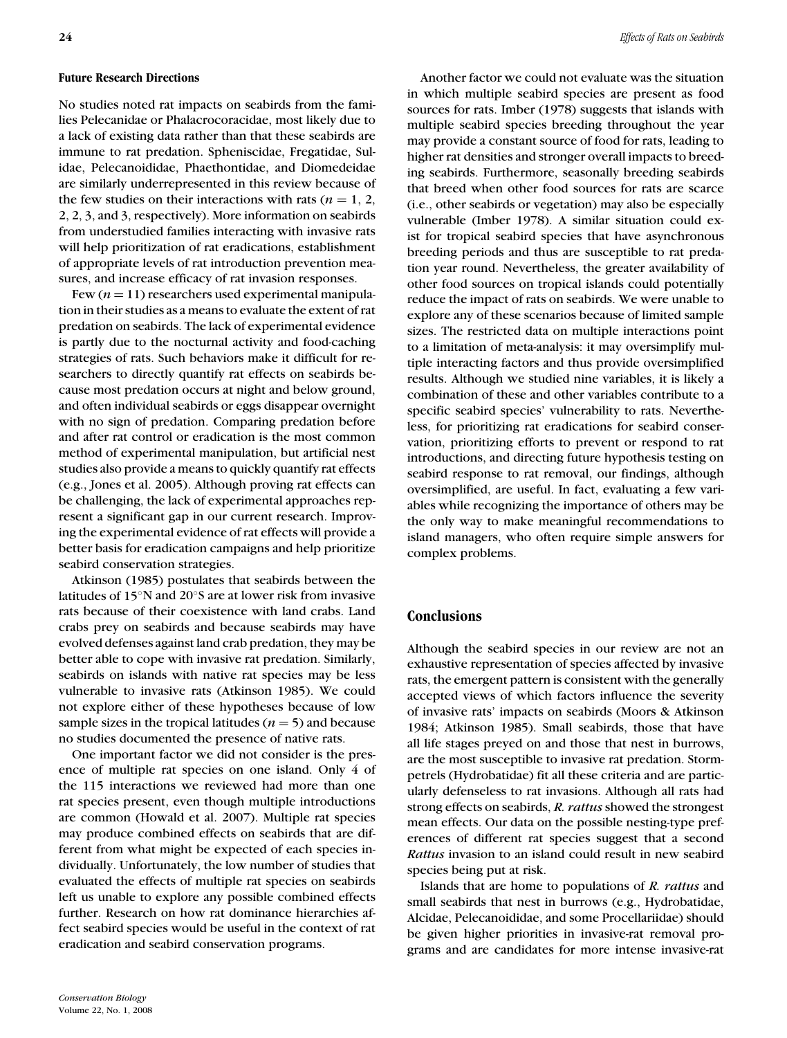### Future Research Directions

No studies noted rat impacts on seabirds from the families Pelecanidae or Phalacrocoracidae, most likely due to a lack of existing data rather than that these seabirds are immune to rat predation. Spheniscidae, Fregatidae, Sulidae, Pelecanoididae, Phaethontidae, and Diomedeidae are similarly underrepresented in this review because of the few studies on their interactions with rats ($n = 1$, 2, 2, 2, 3, and 3, respectively). More information on seabirds from understudied families interacting with invasive rats will help prioritization of rat eradications, establishment of appropriate levels of rat introduction prevention measures, and increase efficacy of rat invasion responses.

Few ($n = 11$) researchers used experimental manipulation in their studies as a means to evaluate the extent of rat predation on seabirds. The lack of experimental evidence is partly due to the nocturnal activity and food-caching strategies of rats. Such behaviors make it difficult for researchers to directly quantify rat effects on seabirds because most predation occurs at night and below ground, and often individual seabirds or eggs disappear overnight with no sign of predation. Comparing predation before and after rat control or eradication is the most common method of experimental manipulation, but artificial nest studies also provide a means to quickly quantify rat effects (e.g., Jones et al. 2005). Although proving rat effects can be challenging, the lack of experimental approaches represent a significant gap in our current research. Improving the experimental evidence of rat effects will provide a better basis for eradication campaigns and help prioritize seabird conservation strategies.

Atkinson (1985) postulates that seabirds between the latitudes of 15°N and 20°S are at lower risk from invasive rats because of their coexistence with land crabs. Land crabs prey on seabirds and because seabirds may have evolved defenses against land crab predation, they may be better able to cope with invasive rat predation. Similarly, seabirds on islands with native rat species may be less vulnerable to invasive rats (Atkinson 1985). We could not explore either of these hypotheses because of low sample sizes in the tropical latitudes ($n = 5$) and because no studies documented the presence of native rats.

One important factor we did not consider is the presence of multiple rat species on one island. Only 4 of the 115 interactions we reviewed had more than one rat species present, even though multiple introductions are common (Howald et al. 2007). Multiple rat species may produce combined effects on seabirds that are different from what might be expected of each species individually. Unfortunately, the low number of studies that evaluated the effects of multiple rat species on seabirds left us unable to explore any possible combined effects further. Research on how rat dominance hierarchies affect seabird species would be useful in the context of rat eradication and seabird conservation programs.

Another factor we could not evaluate was the situation in which multiple seabird species are present as food sources for rats. Imber (1978) suggests that islands with multiple seabird species breeding throughout the year may provide a constant source of food for rats, leading to higher rat densities and stronger overall impacts to breeding seabirds. Furthermore, seasonally breeding seabirds that breed when other food sources for rats are scarce (i.e., other seabirds or vegetation) may also be especially vulnerable (Imber 1978). A similar situation could exist for tropical seabird species that have asynchronous breeding periods and thus are susceptible to rat predation year round. Nevertheless, the greater availability of other food sources on tropical islands could potentially reduce the impact of rats on seabirds. We were unable to explore any of these scenarios because of limited sample sizes. The restricted data on multiple interactions point to a limitation of meta-analysis: it may oversimplify multiple interacting factors and thus provide oversimplified results. Although we studied nine variables, it is likely a combination of these and other variables contribute to a specific seabird species' vulnerability to rats. Nevertheless, for prioritizing rat eradications for seabird conservation, prioritizing efforts to prevent or respond to rat introductions, and directing future hypothesis testing on seabird response to rat removal, our findings, although oversimplified, are useful. In fact, evaluating a few variables while recognizing the importance of others may be the only way to make meaningful recommendations to island managers, who often require simple answers for complex problems.

## Conclusions

Although the seabird species in our review are not an exhaustive representation of species affected by invasive rats, the emergent pattern is consistent with the generally accepted views of which factors influence the severity of invasive rats' impacts on seabirds (Moors & Atkinson 1984; Atkinson 1985). Small seabirds, those that have all life stages preyed on and those that nest in burrows, are the most susceptible to invasive rat predation. Storm-petrels (Hydrobatidae) fit all these criteria and are particularly defenseless to rat invasions. Although all rats had strong effects on seabirds, *R. rattus* showed the strongest mean effects. Our data on the possible nesting-type preferences of different rat species suggest that a second *Rattus* invasion to an island could result in new seabird species being put at risk.

Islands that are home to populations of *R. rattus* and small seabirds that nest in burrows (e.g., Hydrobatidae, Alcidae, Pelecanoididae, and some Procellariidae) should be given higher priorities in invasive-rat removal programs and are candidates for more intense invasive-rat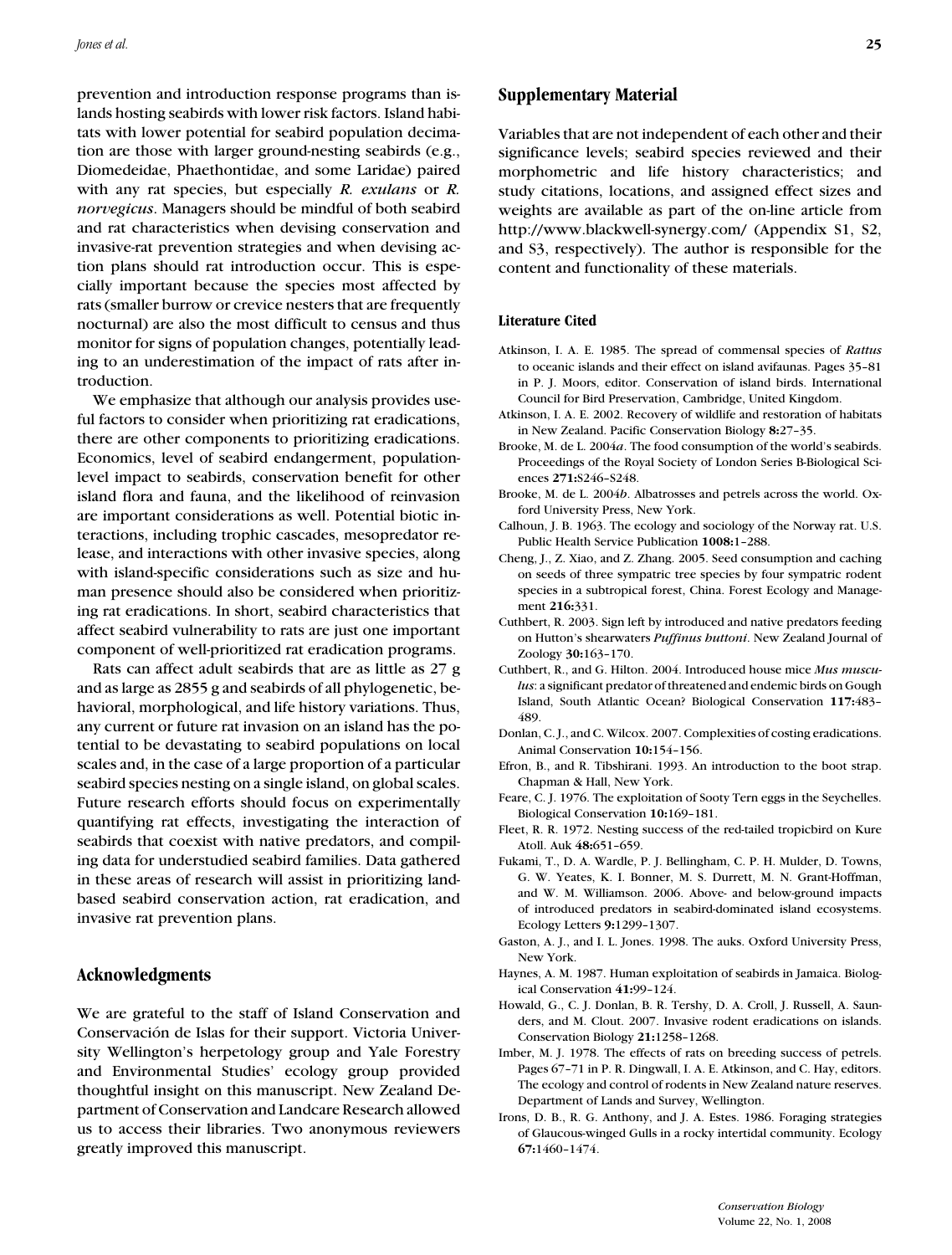prevention and introduction response programs than islands hosting seabirds with lower risk factors. Island habitats with lower potential for seabird population decimation are those with larger ground-nesting seabirds (e.g., Diomedeidae, Phaethontidae, and some Laridae) paired with any rat species, but especially *R. exulans* or *R. norvegicus*. Managers should be mindful of both seabird and rat characteristics when devising conservation and invasive-rat prevention strategies and when devising action plans should rat introduction occur. This is especially important because the species most affected by rats (smaller burrow or crevice nesters that are frequently nocturnal) are also the most difficult to census and thus monitor for signs of population changes, potentially leading to an underestimation of the impact of rats after introduction.

We emphasize that although our analysis provides useful factors to consider when prioritizing rat eradications, there are other components to prioritizing eradications. Economics, level of seabird endangerment, population-level impact to seabirds, conservation benefit for other island flora and fauna, and the likelihood of reinvasion are important considerations as well. Potential biotic interactions, including trophic cascades, mesopredator release, and interactions with other invasive species, along with island-specific considerations such as size and human presence should also be considered when prioritizing rat eradications. In short, seabird characteristics that affect seabird vulnerability to rats are just one important component of well-prioritized rat eradication programs.

Rats can affect adult seabirds that are as little as 27 g and as large as 2855 g and seabirds of all phylogenetic, behavioral, morphological, and life history variations. Thus, any current or future rat invasion on an island has the potential to be devastating to seabird populations on local scales and, in the case of a large proportion of a particular seabird species nesting on a single island, on global scales. Future research efforts should focus on experimentally quantifying rat effects, investigating the interaction of seabirds that coexist with native predators, and compiling data for understudied seabird families. Data gathered in these areas of research will assist in prioritizing land-based seabird conservation action, rat eradication, and invasive rat prevention plans.

## Acknowledgments

We are grateful to the staff of Island Conservation and Conservación de Islas for their support. Victoria University Wellington's herpetology group and Yale Forestry and Environmental Studies' ecology group provided thoughtful insight on this manuscript. New Zealand Department of Conservation and Landcare Research allowed us to access their libraries. Two anonymous reviewers greatly improved this manuscript.

## Supplementary Material

Variables that are not independent of each other and their significance levels; seabird species reviewed and their morphometric and life history characteristics; and study citations, locations, and assigned effect sizes and weights are available as part of the on-line article from http://www.blackwell-synergy.com/ (Appendix S1, S2, and S3, respectively). The author is responsible for the content and functionality of these materials.

### Literature Cited

Atkinson, I. A. E. 1985. The spread of commensal species of *Rattus* to oceanic islands and their effect on island avifaunas. Pages 35–81 in P. J. Moors, editor. Conservation of island birds. International Council for Bird Preservation, Cambridge, United Kingdom.

Atkinson, I. A. E. 2002. Recovery of wildlife and restoration of habitats in New Zealand. Pacific Conservation Biology **8:**27–35.

Brooke, M. de L. 2004*a*. The food consumption of the world's seabirds. Proceedings of the Royal Society of London Series B-Biological Sciences **271:**S246–S248.

Brooke, M. de L. 2004*b*. Albatrosses and petrels across the world. Oxford University Press, New York.

Calhoun, J. B. 1963. The ecology and sociology of the Norway rat. U.S. Public Health Service Publication **1008:**1–288.

Cheng, J., Z. Xiao, and Z. Zhang. 2005. Seed consumption and caching on seeds of three sympatric tree species by four sympatric rodent species in a subtropical forest, China. Forest Ecology and Management **216:**331.

Cuthbert, R. 2003. Sign left by introduced and native predators feeding on Hutton's shearwaters *Puffinus huttoni*. New Zealand Journal of Zoology **30:**163–170.

Cuthbert, R., and G. Hilton. 2004. Introduced house mice *Mus musculus*: a significant predator of threatened and endemic birds on Gough Island, South Atlantic Ocean? Biological Conservation **117:**483–489.

Donlan, C. J., and C. Wilcox. 2007. Complexities of costing eradications. Animal Conservation **10:**154–156.

Efron, B., and R. Tibshirani. 1993. An introduction to the boot strap. Chapman & Hall, New York.

Feare, C. J. 1976. The exploitation of Sooty Tern eggs in the Seychelles. Biological Conservation **10:**169–181.

Fleet, R. R. 1972. Nesting success of the red-tailed tropicbird on Kure Atoll. Auk **48:**651–659.

Fukami, T., D. A. Wardle, P. J. Bellingham, C. P. H. Mulder, D. Towns, G. W. Yeates, K. I. Bonner, M. S. Durrett, M. N. Grant-Hoffman, and W. M. Williamson. 2006. Above- and below-ground impacts of introduced predators in seabird-dominated island ecosystems. Ecology Letters **9:**1299–1307.

Gaston, A. J., and I. L. Jones. 1998. The auks. Oxford University Press, New York.

Haynes, A. M. 1987. Human exploitation of seabirds in Jamaica. Biological Conservation **41:**99–124.

Howald, G., C. J. Donlan, B. R. Tershy, D. A. Croll, J. Russell, A. Saunders, and M. Clout. 2007. Invasive rodent eradications on islands. Conservation Biology **21:**1258–1268.

Imber, M. J. 1978. The effects of rats on breeding success of petrels. Pages 67–71 in P. R. Dingwall, I. A. E. Atkinson, and C. Hay, editors. The ecology and control of rodents in New Zealand nature reserves. Department of Lands and Survey, Wellington.

Irons, D. B., R. G. Anthony, and J. A. Estes. 1986. Foraging strategies of Glaucous-winged Gulls in a rocky intertidal community. Ecology **67:**1460–1474.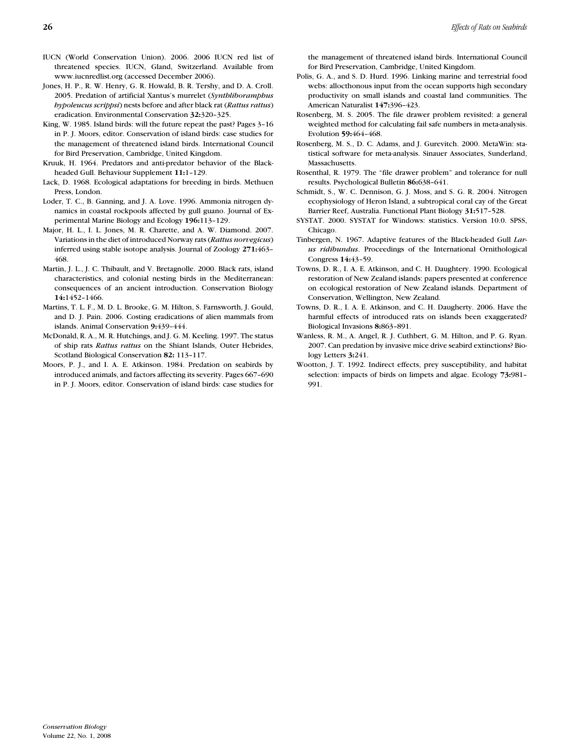IUCN (World Conservation Union). 2006. 2006 IUCN red list of threatened species. IUCN, Gland, Switzerland. Available from www.iucnredlist.org (accessed December 2006).

Jones, H. P., R. W. Henry, G. R. Howald, B. R. Tershy, and D. A. Croll. 2005. Predation of artificial Xantus's murrelet (*Synthliboramphus hypoleucus scrippsi*) nests before and after black rat (*Rattus rattus*) eradication. Environmental Conservation **32:**320–325.

King, W. 1985. Island birds: will the future repeat the past? Pages 3–16 in P. J. Moors, editor. Conservation of island birds: case studies for the management of threatened island birds. International Council for Bird Preservation, Cambridge, United Kingdom.

Kruuk, H. 1964. Predators and anti-predator behavior of the Black-headed Gull. Behaviour Supplement **11:**1–129.

Lack, D. 1968. Ecological adaptations for breeding in birds. Methuen Press, London.

Loder, T. C., B. Ganning, and J. A. Love. 1996. Ammonia nitrogen dynamics in coastal rockpools affected by gull guano. Journal of Experimental Marine Biology and Ecology **196:**113–129.

Major, H. L., I. L. Jones, M. R. Charette, and A. W. Diamond. 2007. Variations in the diet of introduced Norway rats (*Rattus norvegicus*) inferred using stable isotope analysis. Journal of Zoology **271:**463–468.

Martin, J. L., J. C. Thibault, and V. Bretagnolle. 2000. Black rats, island characteristics, and colonial nesting birds in the Mediterranean: consequences of an ancient introduction. Conservation Biology **14:**1452–1466.

Martins, T. L. F., M. D. L. Brooke, G. M. Hilton, S. Farnsworth, J. Gould, and D. J. Pain. 2006. Costing eradications of alien mammals from islands. Animal Conservation **9:**439–444.

McDonald, R. A., M. R. Hutchings, and J. G. M. Keeling. 1997. The status of ship rats *Rattus rattus* on the Shiant Islands, Outer Hebrides, Scotland Biological Conservation **82:** 113–117.

Moors, P. J., and I. A. E. Atkinson. 1984. Predation on seabirds by introduced animals, and factors affecting its severity. Pages 667–690 in P. J. Moors, editor. Conservation of island birds: case studies for the management of threatened island birds. International Council for Bird Preservation, Cambridge, United Kingdom.

Polis, G. A., and S. D. Hurd. 1996. Linking marine and terrestrial food webs: allocthonous input from the ocean supports high secondary productivity on small islands and coastal land communities. The American Naturalist **147:**396–423.

Rosenberg, M. S. 2005. The file drawer problem revisited: a general weighted method for calculating fail safe numbers in meta-analysis. Evolution **59:**464–468.

Rosenberg, M. S., D. C. Adams, and J. Gurevitch. 2000. MetaWin: statistical software for meta-analysis. Sinauer Associates, Sunderland, Massachusetts.

Rosenthal, R. 1979. The "file drawer problem" and tolerance for null results. Psychological Bulletin **86:**638–641.

Schmidt, S., W. C. Dennison, G. J. Moss, and S. G. R. 2004. Nitrogen ecophysiology of Heron Island, a subtropical coral cay of the Great Barrier Reef, Australia. Functional Plant Biology **31:**517–528.

SYSTAT. 2000. SYSTAT for Windows: statistics. Version 10.0. SPSS, Chicago.

Tinbergen, N. 1967. Adaptive features of the Black-headed Gull *Larus ridibundus*. Proceedings of the International Ornithological Congress **14:**43–59.

Towns, D. R., I. A. E. Atkinson, and C. H. Daughtery. 1990. Ecological restoration of New Zealand islands: papers presented at conference on ecological restoration of New Zealand islands. Department of Conservation, Wellington, New Zealand.

Towns, D. R., I. A. E. Atkinson, and C. H. Daugherty. 2006. Have the harmful effects of introduced rats on islands been exaggerated? Biological Invasions **8:**863–891.

Wanless, R. M., A. Angel, R. J. Cuthbert, G. M. Hilton, and P. G. Ryan. 2007. Can predation by invasive mice drive seabird extinctions? Biology Letters **3:**241.

Wootton, J. T. 1992. Indirect effects, prey susceptibility, and habitat selection: impacts of birds on limpets and algae. Ecology **73:**981–991.